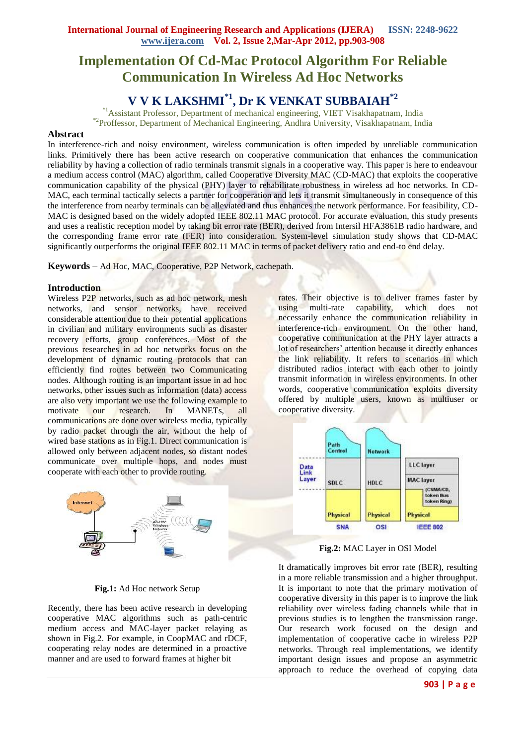# Implementation Of Cd-Mac Protocol Algorithm For Reliable Communication In Wireless Ad Hoc Networks

## V V K LAKSHMI[*1], Dr K VENKAT SUBBAIAH[*2]

[*1]Assistant Professor, Department of mechanical engineering, VIET Visakhapatnam, India
[*2]Proffessor, Department of Mechanical Engineering, Andhra University, Visakhapatnam, India

### Abstract

In interference-rich and noisy environment, wireless communication is often impeded by unreliable communication links. Primitively there has been active research on cooperative communication that enhances the communication reliability by having a collection of radio terminals transmit signals in a cooperative way. This paper is here to endeavour a medium access control (MAC) algorithm, called Cooperative Diversity MAC (CD-MAC) that exploits the cooperative communication capability of the physical (PHY) layer to rehabilitate robustness in wireless ad hoc networks. In CD-MAC, each terminal tactically selects a partner for cooperation and lets it transmit simultaneously in consequence of this the interference from nearby terminals can be alleviated and thus enhances the network performance. For feasibility, CD-MAC is designed based on the widely adopted IEEE 802.11 MAC protocol. For accurate evaluation, this study presents and uses a realistic reception model by taking bit error rate (BER), derived from Intersil HFA3861B radio hardware, and the corresponding frame error rate (FER) into consideration. System-level simulation study shows that CD-MAC significantly outperforms the original IEEE 802.11 MAC in terms of packet delivery ratio and end-to end delay.

**Keywords** – Ad Hoc, MAC, Cooperative, P2P Network, cachepath.

### Introduction

Wireless P2P networks, such as ad hoc network, mesh networks, and sensor networks, have received considerable attention due to their potential applications in civilian and military environments such as disaster recovery efforts, group conferences. Most of the previous researches in ad hoc networks focus on the development of dynamic routing protocols that can efficiently find routes between two Communicating nodes. Although routing is an important issue in ad hoc networks, other issues such as information (data) access are also very important we use the following example to motivate our research. In MANETs, all communications are done over wireless media, typically by radio packet through the air, without the help of wired base stations as in Fig.1. Direct communication is allowed only between adjacent nodes, so distant nodes communicate over multiple hops, and nodes must cooperate with each other to provide routing.

**Fig.1:** Ad Hoc network Setup

Recently, there has been active research in developing cooperative MAC algorithms such as path-centric medium access and MAC-layer packet relaying as shown in Fig.2. For example, in CoopMAC and rDCF, cooperating relay nodes are determined in a proactive manner and are used to forward frames at higher bit rates. Their objective is to deliver frames faster by using multi-rate capability, which does not necessarily enhance the communication reliability in interference-rich environment. On the other hand, cooperative communication at the PHY layer attracts a lot of researchers' attention because it directly enhances the link reliability. It refers to scenarios in which distributed radios interact with each other to jointly transmit information in wireless environments. In other words, cooperative communication exploits diversity offered by multiple users, known as multiuser or cooperative diversity.

**Fig.2:** MAC Layer in OSI Model

It dramatically improves bit error rate (BER), resulting in a more reliable transmission and a higher throughput. It is important to note that the primary motivation of cooperative diversity in this paper is to improve the link reliability over wireless fading channels while that in previous studies is to lengthen the transmission range. Our research work focused on the design and implementation of cooperative cache in wireless P2P networks. Through real implementations, we identify important design issues and propose an asymmetric approach to reduce the overhead of copying data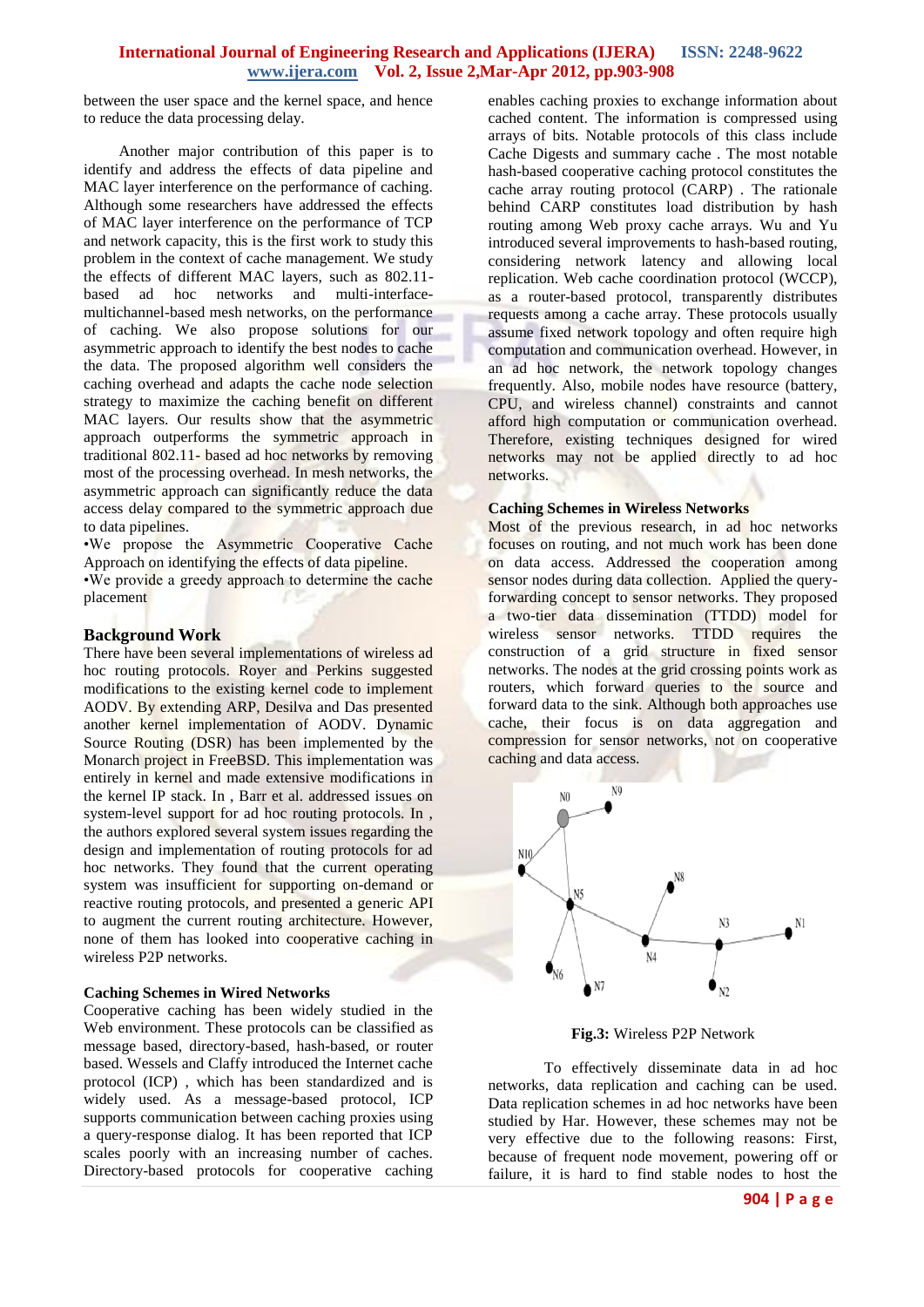between the user space and the kernel space, and hence to reduce the data processing delay.

Another major contribution of this paper is to identify and address the effects of data pipeline and MAC layer interference on the performance of caching. Although some researchers have addressed the effects of MAC layer interference on the performance of TCP and network capacity, this is the first work to study this problem in the context of cache management. We study the effects of different MAC layers, such as 802.11-based ad hoc networks and multi-interface-multichannel-based mesh networks, on the performance of caching. We also propose solutions for our asymmetric approach to identify the best nodes to cache the data. The proposed algorithm well considers the caching overhead and adapts the cache node selection strategy to maximize the caching benefit on different MAC layers. Our results show that the asymmetric approach outperforms the symmetric approach in traditional 802.11- based ad hoc networks by removing most of the processing overhead. In mesh networks, the asymmetric approach can significantly reduce the data access delay compared to the symmetric approach due to data pipelines.

- We propose the Asymmetric Cooperative Cache Approach on identifying the effects of data pipeline.
- We provide a greedy approach to determine the cache placement

## Background Work

There have been several implementations of wireless ad hoc routing protocols. Royer and Perkins suggested modifications to the existing kernel code to implement AODV. By extending ARP, Desilva and Das presented another kernel implementation of AODV. Dynamic Source Routing (DSR) has been implemented by the Monarch project in FreeBSD. This implementation was entirely in kernel and made extensive modifications in the kernel IP stack. In , Barr et al. addressed issues on system-level support for ad hoc routing protocols. In , the authors explored several system issues regarding the design and implementation of routing protocols for ad hoc networks. They found that the current operating system was insufficient for supporting on-demand or reactive routing protocols, and presented a generic API to augment the current routing architecture. However, none of them has looked into cooperative caching in wireless P2P networks.

### Caching Schemes in Wired Networks

Cooperative caching has been widely studied in the Web environment. These protocols can be classified as message based, directory-based, hash-based, or router based. Wessels and Claffy introduced the Internet cache protocol (ICP) , which has been standardized and is widely used. As a message-based protocol, ICP supports communication between caching proxies using a query-response dialog. It has been reported that ICP scales poorly with an increasing number of caches. Directory-based protocols for cooperative caching enables caching proxies to exchange information about cached content. The information is compressed using arrays of bits. Notable protocols of this class include Cache Digests and summary cache . The most notable hash-based cooperative caching protocol constitutes the cache array routing protocol (CARP) . The rationale behind CARP constitutes load distribution by hash routing among Web proxy cache arrays. Wu and Yu introduced several improvements to hash-based routing, considering network latency and allowing local replication. Web cache coordination protocol (WCCP), as a router-based protocol, transparently distributes requests among a cache array. These protocols usually assume fixed network topology and often require high computation and communication overhead. However, in an ad hoc network, the network topology changes frequently. Also, mobile nodes have resource (battery, CPU, and wireless channel) constraints and cannot afford high computation or communication overhead. Therefore, existing techniques designed for wired networks may not be applied directly to ad hoc networks.

### Caching Schemes in Wireless Networks

Most of the previous research, in ad hoc networks focuses on routing, and not much work has been done on data access. Addressed the cooperation among sensor nodes during data collection. Applied the query-forwarding concept to sensor networks. They proposed a two-tier data dissemination (TTDD) model for wireless sensor networks. TTDD requires the construction of a grid structure in fixed sensor networks. The nodes at the grid crossing points work as routers, which forward queries to the source and forward data to the sink. Although both approaches use cache, their focus is on data aggregation and compression for sensor networks, not on cooperative caching and data access.

**Fig.3:** Wireless P2P Network

To effectively disseminate data in ad hoc networks, data replication and caching can be used. Data replication schemes in ad hoc networks have been studied by Har. However, these schemes may not be very effective due to the following reasons: First, because of frequent node movement, powering off or failure, it is hard to find stable nodes to host the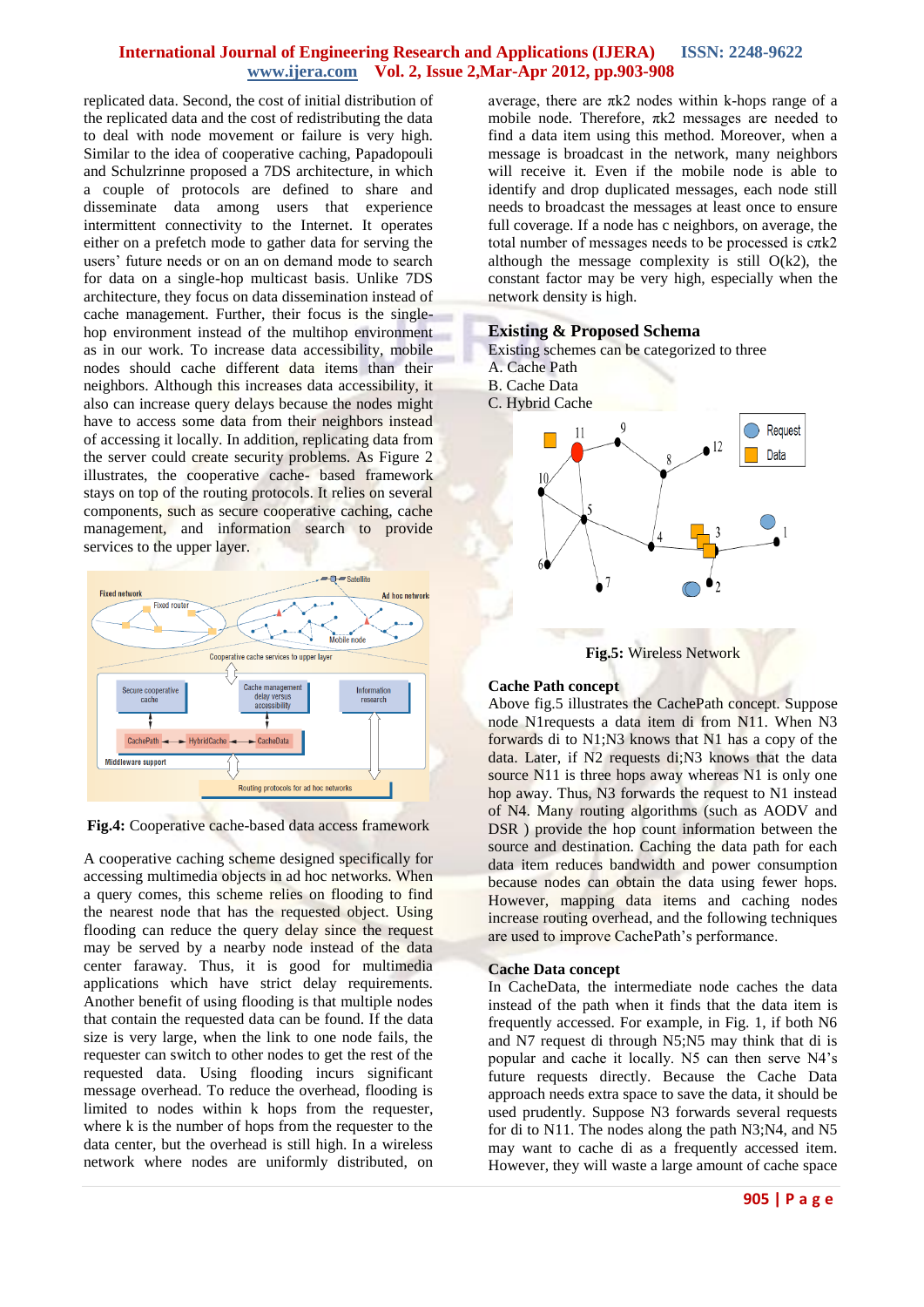replicated data. Second, the cost of initial distribution of the replicated data and the cost of redistributing the data to deal with node movement or failure is very high. Similar to the idea of cooperative caching, Papadopouli and Schulzrinne proposed a 7DS architecture, in which a couple of protocols are defined to share and disseminate data among users that experience intermittent connectivity to the Internet. It operates either on a prefetch mode to gather data for serving the users' future needs or on an on demand mode to search for data on a single-hop multicast basis. Unlike 7DS architecture, they focus on data dissemination instead of cache management. Further, their focus is the single-hop environment instead of the multihop environment as in our work. To increase data accessibility, mobile nodes should cache different data items than their neighbors. Although this increases data accessibility, it also can increase query delays because the nodes might have to access some data from their neighbors instead of accessing it locally. In addition, replicating data from the server could create security problems. As Figure 2 illustrates, the cooperative cache- based framework stays on top of the routing protocols. It relies on several components, such as secure cooperative caching, cache management, and information search to provide services to the upper layer.

**Fig.4:** Cooperative cache-based data access framework

A cooperative caching scheme designed specifically for accessing multimedia objects in ad hoc networks. When a query comes, this scheme relies on flooding to find the nearest node that has the requested object. Using flooding can reduce the query delay since the request may be served by a nearby node instead of the data center faraway. Thus, it is good for multimedia applications which have strict delay requirements. Another benefit of using flooding is that multiple nodes that contain the requested data can be found. If the data size is very large, when the link to one node fails, the requester can switch to other nodes to get the rest of the requested data. Using flooding incurs significant message overhead. To reduce the overhead, flooding is limited to nodes within k hops from the requester, where k is the number of hops from the requester to the data center, but the overhead is still high. In a wireless network where nodes are uniformly distributed, on average, there are $\pi k2$ nodes within k-hops range of a mobile node. Therefore, $\pi k2$ messages are needed to find a data item using this method. Moreover, when a message is broadcast in the network, many neighbors will receive it. Even if the mobile node is able to identify and drop duplicated messages, each node still needs to broadcast the messages at least once to ensure full coverage. If a node has c neighbors, on average, the total number of messages needs to be processed is $c\pi k2$ although the message complexity is still O(k2), the constant factor may be very high, especially when the network density is high.

## Existing & Proposed Schema

Existing schemes can be categorized to three

A. Cache Path
B. Cache Data
C. Hybrid Cache

**Fig.5:** Wireless Network

### Cache Path concept

Above fig.5 illustrates the CachePath concept. Suppose node N1requests a data item di from N11. When N3 forwards di to N1;N3 knows that N1 has a copy of the data. Later, if N2 requests di;N3 knows that the data source N11 is three hops away whereas N1 is only one hop away. Thus, N3 forwards the request to N1 instead of N4. Many routing algorithms (such as AODV and DSR ) provide the hop count information between the source and destination. Caching the data path for each data item reduces bandwidth and power consumption because nodes can obtain the data using fewer hops. However, mapping data items and caching nodes increase routing overhead, and the following techniques are used to improve CachePath's performance.

### Cache Data concept

In CacheData, the intermediate node caches the data instead of the path when it finds that the data item is frequently accessed. For example, in Fig. 1, if both N6 and N7 request di through N5;N5 may think that di is popular and cache it locally. N5 can then serve N4's future requests directly. Because the Cache Data approach needs extra space to save the data, it should be used prudently. Suppose N3 forwards several requests for di to N11. The nodes along the path N3;N4, and N5 may want to cache di as a frequently accessed item. However, they will waste a large amount of cache space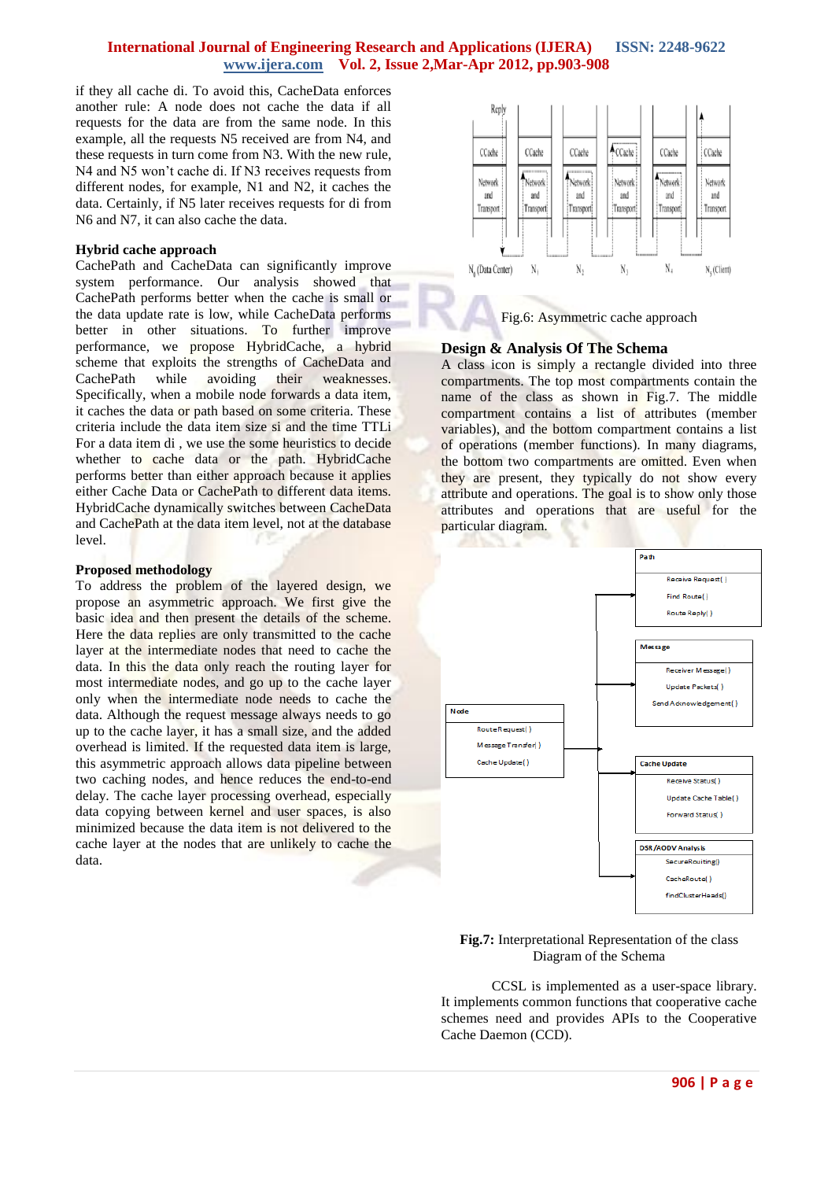if they all cache di. To avoid this, CacheData enforces another rule: A node does not cache the data if all requests for the data are from the same node. In this example, all the requests N5 received are from N4, and these requests in turn come from N3. With the new rule, N4 and N5 won't cache di. If N3 receives requests from different nodes, for example, N1 and N2, it caches the data. Certainly, if N5 later receives requests for di from N6 and N7, it can also cache the data.

### Hybrid cache approach

CachePath and CacheData can significantly improve system performance. Our analysis showed that CachePath performs better when the cache is small or the data update rate is low, while CacheData performs better in other situations. To further improve performance, we propose HybridCache, a hybrid scheme that exploits the strengths of CacheData and CachePath while avoiding their weaknesses. Specifically, when a mobile node forwards a data item, it caches the data or path based on some criteria. These criteria include the data item size si and the time TTLi For a data item di , we use the some heuristics to decide whether to cache data or the path. HybridCache performs better than either approach because it applies either Cache Data or CachePath to different data items. HybridCache dynamically switches between CacheData and CachePath at the data item level, not at the database level.

### Proposed methodology

To address the problem of the layered design, we propose an asymmetric approach. We first give the basic idea and then present the details of the scheme. Here the data replies are only transmitted to the cache layer at the intermediate nodes that need to cache the data. In this the data only reach the routing layer for most intermediate nodes, and go up to the cache layer only when the intermediate node needs to cache the data. Although the request message always needs to go up to the cache layer, it has a small size, and the added overhead is limited. If the requested data item is large, this asymmetric approach allows data pipeline between two caching nodes, and hence reduces the end-to-end delay. The cache layer processing overhead, especially data copying between kernel and user spaces, is also minimized because the data item is not delivered to the cache layer at the nodes that are unlikely to cache the data.

Fig.6: Asymmetric cache approach

### Design & Analysis Of The Schema

A class icon is simply a rectangle divided into three compartments. The top most compartments contain the name of the class as shown in Fig.7. The middle compartment contains a list of attributes (member variables), and the bottom compartment contains a list of operations (member functions). In many diagrams, the bottom two compartments are omitted. Even when they are present, they typically do not show every attribute and operations. The goal is to show only those attributes and operations that are useful for the particular diagram.

**Fig.7:** Interpretational Representation of the class Diagram of the Schema

CCSL is implemented as a user-space library. It implements common functions that cooperative cache schemes need and provides APIs to the Cooperative Cache Daemon (CCD).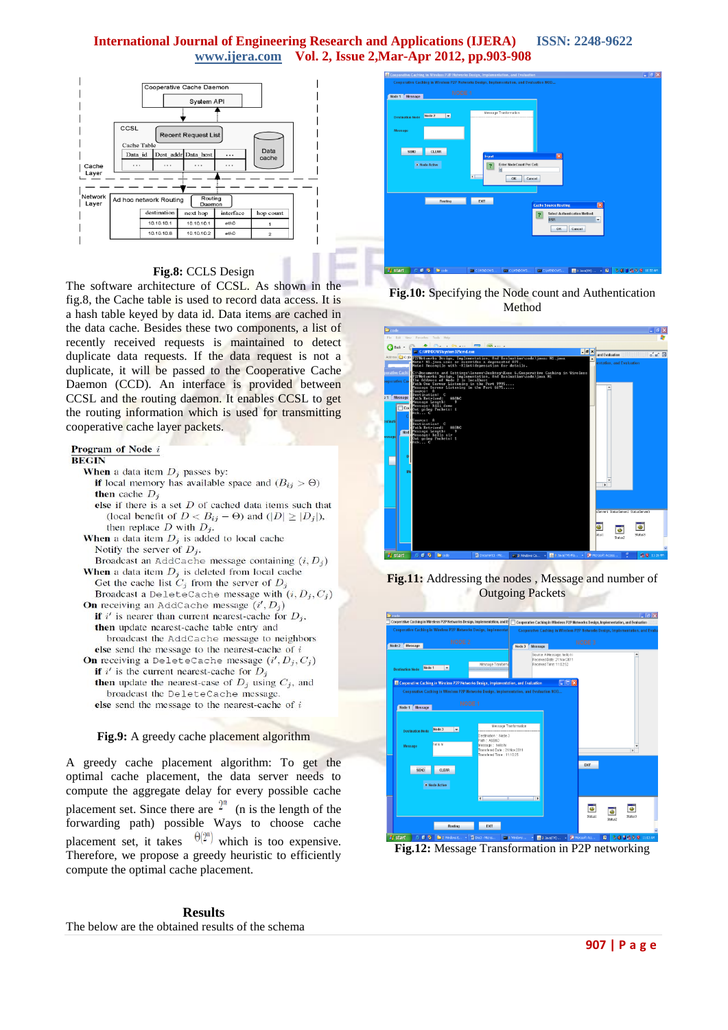**Fig.8:** CCLS Design

The software architecture of CCSL. As shown in the fig.8, the Cache table is used to record data access. It is a hash table keyed by data id. Data items are cached in the data cache. Besides these two components, a list of recently received requests is maintained to detect duplicate data requests. If the data request is not a duplicate, it will be passed to the Cooperative Cache Daemon (CCD). An interface is provided between CCSL and the routing daemon. It enables CCSL to get the routing information which is used for transmitting cooperative cache layer packets.

**Program of Node** $i$
**BEGIN**

**When** a data item $D_j$ passes by:
  **if** local memory has available space and $(B_{ij} > \Theta)$
  **then** cache $D_j$
  **else** if there is a set $D$ of cached data items such that (local benefit of $D < B_{ij} - \Theta$) and $(|D| \geq |D_j|)$, then replace $D$ with $D_j$.
**When** a data item $D_j$ is added to local cache
  Notify the server of $D_j$.
  Broadcast an AddCache message containing $(i, D_j)$
**When** a data item $D_j$ is deleted from local cache
  Get the cache list $C_j$ from the server of $D_j$
  Broadcast a DeleteCache message with $(i, D_j, C_j)$
**On** receiving an AddCache message $(i', D_j)$
  **if** $i'$ is nearer than current nearest-cache for $D_j$,
  **then** update nearest-cache table entry and broadcast the AddCache message to neighbors
  **else** send the message to the nearest-cache of $i$
**On** receiving a DeleteCache message $(i', D_j, C_j)$
  **if** $i'$ is the current nearest-cache for $D_j$
  **then** update the nearest-case of $D_j$ using $C_j$, and broadcast the DeleteCache message.
  **else** send the message to the nearest-cache of $i$

**Fig.9:** A greedy cache placement algorithm

A greedy cache placement algorithm: To get the optimal cache placement, the data server needs to compute the aggregate delay for every possible cache placement set. Since there are $2^n$ (n is the length of the forwarding path) possible Ways to choose cache placement set, it takes $\Theta(2^n)$ which is too expensive. Therefore, we propose a greedy heuristic to efficiently compute the optimal cache placement.

## Results

The below are the obtained results of the schema

**Fig.10:** Specifying the Node count and Authentication Method

**Fig.11:** Addressing the nodes , Message and number of Outgoing Packets

**Fig.12:** Message Transformation in P2P networking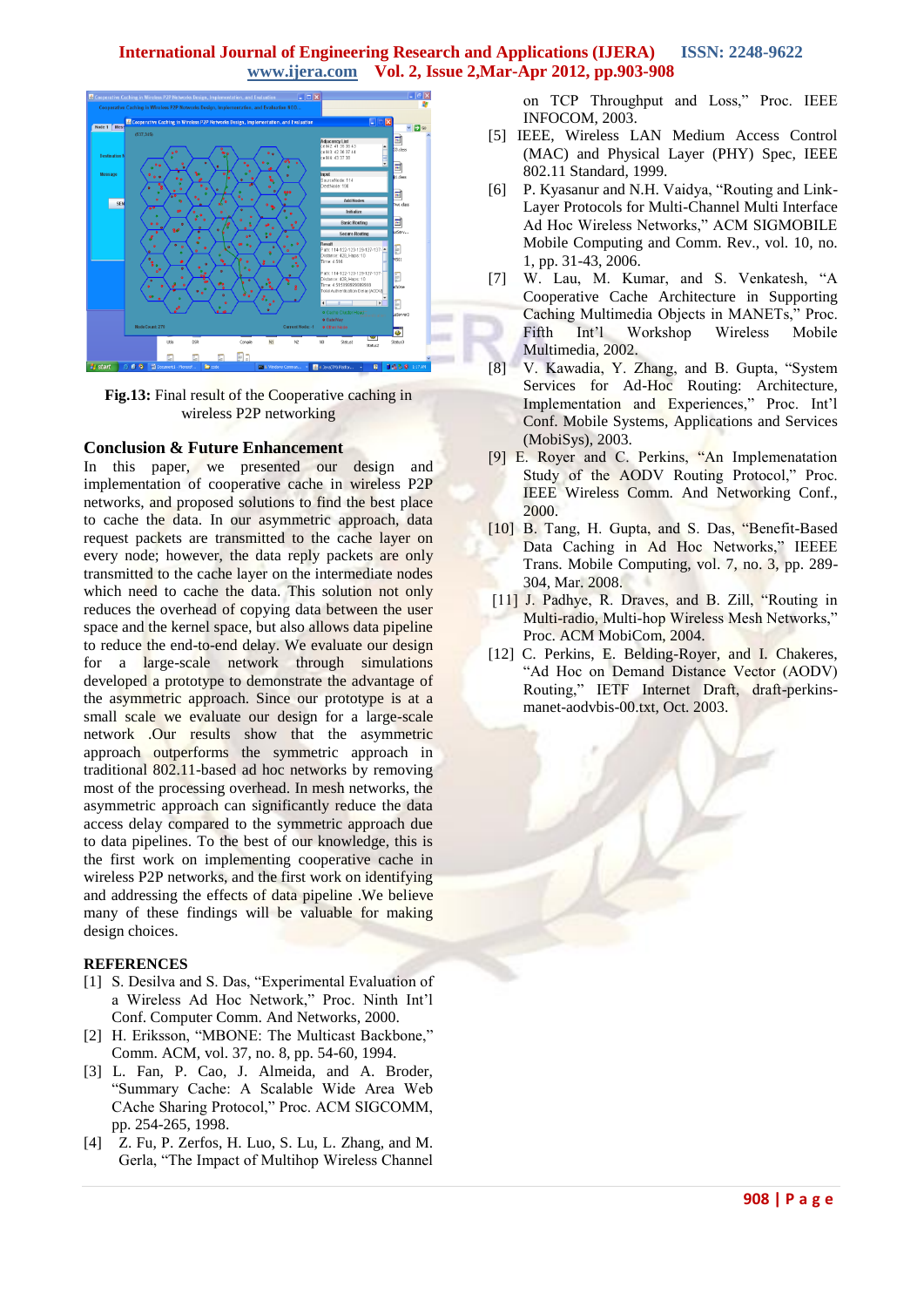Fig.13: Final result of the Cooperative caching in wireless P2P networking

## Conclusion & Future Enhancement

In this paper, we presented our design and implementation of cooperative cache in wireless P2P networks, and proposed solutions to find the best place to cache the data. In our asymmetric approach, data request packets are transmitted to the cache layer on every node; however, the data reply packets are only transmitted to the cache layer on the intermediate nodes which need to cache the data. This solution not only reduces the overhead of copying data between the user space and the kernel space, but also allows data pipeline to reduce the end-to-end delay. We evaluate our design for a large-scale network through simulations developed a prototype to demonstrate the advantage of the asymmetric approach. Since our prototype is at a small scale we evaluate our design for a large-scale network .Our results show that the asymmetric approach outperforms the symmetric approach in traditional 802.11-based ad hoc networks by removing most of the processing overhead. In mesh networks, the asymmetric approach can significantly reduce the data access delay compared to the symmetric approach due to data pipelines. To the best of our knowledge, this is the first work on implementing cooperative cache in wireless P2P networks, and the first work on identifying and addressing the effects of data pipeline .We believe many of these findings will be valuable for making design choices.

## REFERENCES

[1] S. Desilva and S. Das, "Experimental Evaluation of a Wireless Ad Hoc Network," Proc. Ninth Int'l Conf. Computer Comm. And Networks, 2000.

[2] H. Eriksson, "MBONE: The Multicast Backbone," Comm. ACM, vol. 37, no. 8, pp. 54-60, 1994.

[3] L. Fan, P. Cao, J. Almeida, and A. Broder, "Summary Cache: A Scalable Wide Area Web CAche Sharing Protocol," Proc. ACM SIGCOMM, pp. 254-265, 1998.

[4] Z. Fu, P. Zerfos, H. Luo, S. Lu, L. Zhang, and M. Gerla, "The Impact of Multihop Wireless Channel on TCP Throughput and Loss," Proc. IEEE INFOCOM, 2003.

[5] IEEE, Wireless LAN Medium Access Control (MAC) and Physical Layer (PHY) Spec, IEEE 802.11 Standard, 1999.

[6] P. Kyasanur and N.H. Vaidya, "Routing and Link-Layer Protocols for Multi-Channel Multi Interface Ad Hoc Wireless Networks," ACM SIGMOBILE Mobile Computing and Comm. Rev., vol. 10, no. 1, pp. 31-43, 2006.

[7] W. Lau, M. Kumar, and S. Venkatesh, "A Cooperative Cache Architecture in Supporting Caching Multimedia Objects in MANETs," Proc. Fifth Int'l Workshop Wireless Mobile Multimedia, 2002.

[8] V. Kawadia, Y. Zhang, and B. Gupta, "System Services for Ad-Hoc Routing: Architecture, Implementation and Experiences," Proc. Int'l Conf. Mobile Systems, Applications and Services (MobiSys), 2003.

[9] E. Royer and C. Perkins, "An Implementation Study of the AODV Routing Protocol," Proc. IEEE Wireless Comm. And Networking Conf., 2000.

[10] B. Tang, H. Gupta, and S. Das, "Benefit-Based Data Caching in Ad Hoc Networks," IEEEE Trans. Mobile Computing, vol. 7, no. 3, pp. 289-304, Mar. 2008.

[11] J. Padhye, R. Draves, and B. Zill, "Routing in Multi-radio, Multi-hop Wireless Mesh Networks," Proc. ACM MobiCom, 2004.

[12] C. Perkins, E. Belding-Royer, and I. Chakeres, "Ad Hoc on Demand Distance Vector (AODV) Routing," IETF Internet Draft, draft-perkins-manet-aodvbis-00.txt, Oct. 2003.